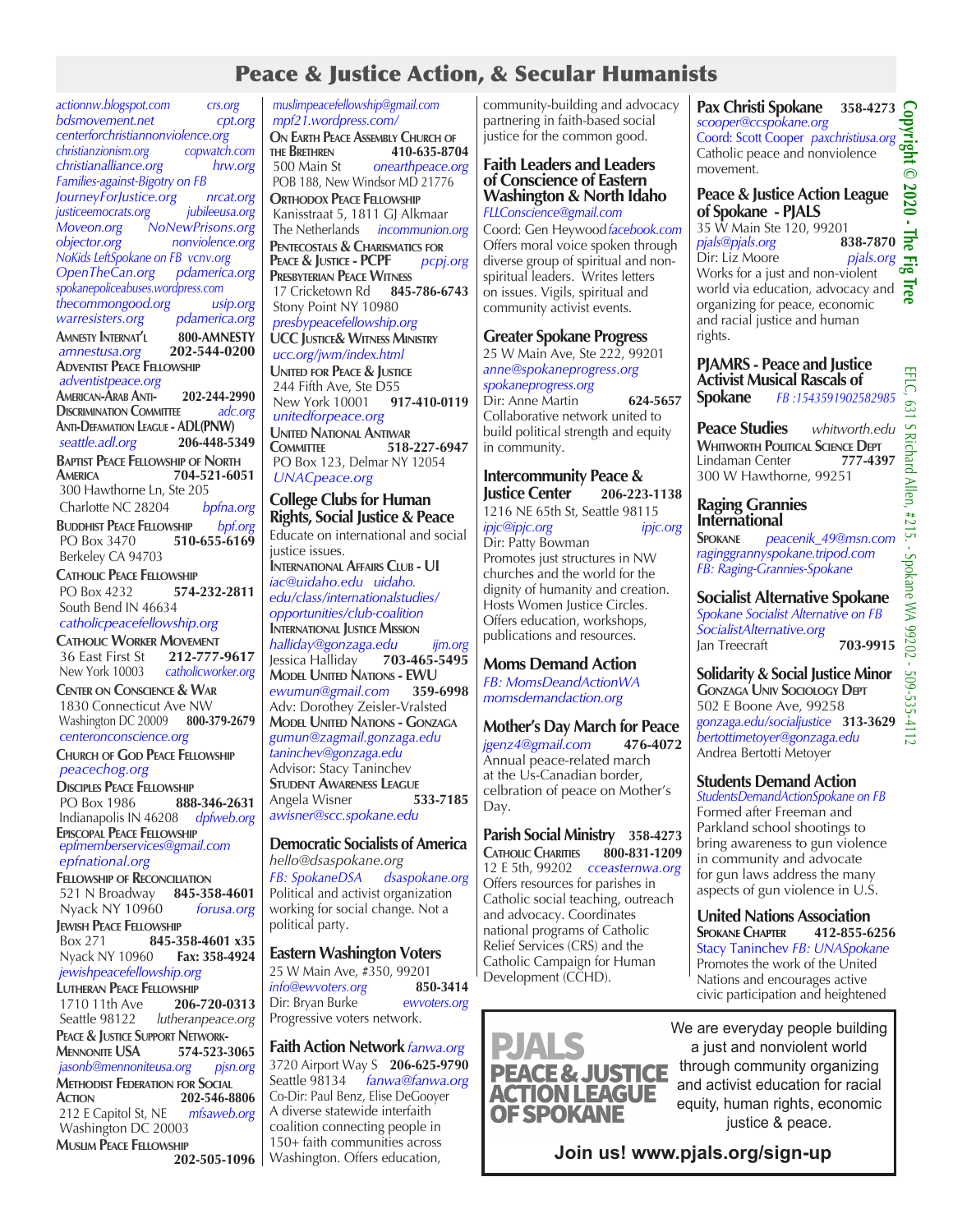# Peace & Justice Action, & Secular Humanists

actionnw.blogspot.com crs.org
bdsmovement.net cpt.org
centerforchristiannonviolence.org
christianzionism.org copwatch.com
christianalliance.org hrw.org
Families-against-Bigotry on FB
JourneyForJustice.org nrcat.org
justiceemocrats.org jubileeusa.org
Moveon.org NoNewPrisons.org
objector.org nonviolence.org
NoKids LeftSpokane on FB vcnv.org
OpenTheCan.org pdamerica.org
spokanepoliceabuses.wordpress.com
thecommongood.org usip.org
warresisters.org pdamerica.org

**Amnesty Internat'l** 800-AMNESTY
amnestusa.org 202-544-0200

**Adventist Peace Fellowship**
adventistpeace.org

**American-Arab Anti-Discrimination Committee** 202-244-2990
adc.org

**Anti-Defamation League - ADL(PNW)**
seattle.adl.org 206-448-5349

**Baptist Peace Fellowship of North America** 704-521-6051
300 Hawthorne Ln, Ste 205
Charlotte NC 28204 bpfna.org

**Buddhist Peace Fellowship** bpf.org
PO Box 3470 510-655-6169
Berkeley CA 94703

**Catholic Peace Fellowship**
PO Box 4232 574-232-2811
South Bend IN 46634
catholicpeacefellowship.org

**Catholic Worker Movement**
36 East First St 212-777-9617
New York 10003 catholicworker.org

**Center on Conscience & War**
1830 Connecticut Ave NW
Washington DC 20009 800-379-2679
centeronconscience.org

**Church of God Peace Fellowship**
peacechog.org

**Disciples Peace Fellowship**
PO Box 1986 888-346-2631
Indianapolis IN 46208 dpfweb.org

**Episcopal Peace Fellowship**
epfmemberservices@gmail.com
epfnational.org

**Fellowship of Reconciliation**
521 N Broadway 845-358-4601
Nyack NY 10960 forusa.org

**Jewish Peace Fellowship**
Box 271 845-358-4601 x35
Nyack NY 10960 Fax: 358-4924
jewishpeacefellowship.org

**Lutheran Peace Fellowship**
1710 11th Ave 206-720-0313
Seattle 98122 lutherpeace.org

**Peace & Justice Support Network-Mennonite USA** 574-523-3065
jasonb@mennoniteusa.org pjsn.org

**Methodist Federation for Social Action** 202-546-8806
212 E Capitol St, NE mfsaweb.org
Washington DC 20003

**Muslim Peace Fellowship**
202-505-1096
muslimpeacefellowship@gmail.com
mpf21.wordpress.com/

**On Earth Peace Assembly Church of the Brethren** 410-635-8704
500 Main St onearthpeace.org
POB 188, New Windsor MD 21776

**Orthodox Peace Fellowship**
Kanisstraat 5, 1811 GJ Alkmaar
The Netherlands incommunion.org

**Pentecostals & Charismatics for Peace & Justice - PCPF** pcpj.org

**Presbyterian Peace Witness**
17 Cricketown Rd 845-786-6743
Stony Point NY 10980
presbypeacefellowship.org

**UCC Justice& Witness Ministry**
ucc.org/jwm/index.html

**United for Peace & Justice**
244 Fifth Ave, Ste D55
New York 10001 917-410-0119
unitedforpeace.org

**United National Antiwar Committee** 518-227-6947
PO Box 123, Delmar NY 12054
UNACpeace.org

## College Clubs for Human Rights, Social Justice & Peace

Educate on international and social justice issues.

**International Affairs Club - UI**
iac@uidaho.edu uidaho.edu/class/internationalstudies/opportunities/club-coalition

**International Justice Mission**
halliday@gonzaga.edu ijm.org
Jessica Halliday 703-465-5495

**Model United Nations - EWU**
ewumun@gmail.com 359-6998
Adv: Dorothey Zeisler-Vralsted

**Model United Nations - Gonzaga**
gumun@zagmail.gonzaga.edu
taninchev@gonzaga.edu
Advisor: Stacy Taninchev

**Student Awareness League**
Angela Wisner 533-7185
awisner@scc.spokane.edu

## Democratic Socialists of America

hello@dsaspokane.org
FB: SpokaneDSA dsaspokane.org
Political and activist organization working for social change. Not a political party.

## Eastern Washington Voters

25 W Main Ave, #350, 99201
info@ewvoters.org 850-3414
Dir: Bryan Burke ewvoters.org
Progressive voters network.

## Faith Action Network fanwa.org

3720 Airport Way S 206-625-9790
Seattle 98134 fanwa@fanwa.org
Co-Dir: Paul Benz, Elise DeGooyer
A diverse statewide interfaith coalition connecting people in 150+ faith communities across Washington. Offers education, community-building and advocacy partnering in faith-based social justice for the common good.

## Faith Leaders and Leaders of Conscience of Eastern Washington & North Idaho

FLLConscience@gmail.com
Coord: Gen Heywood facebook.com
Offers moral voice spoken through diverse group of spiritual and non-spiritual leaders. Writes letters on issues. Vigils, spiritual and community activist events.

## Greater Spokane Progress

25 W Main Ave, Ste 222, 99201
anne@spokaneprogress.org
spokaneprogress.org
Dir: Anne Martin 624-5657
Collaborative network united to build political strength and equity in community.

## Intercommunity Peace & Justice Center 206-223-1138

1216 NE 65th St, Seattle 98115
ipjc@ipjc.org ipjc.org
Dir: Patty Bowman
Promotes just structures in NW churches and the world for the dignity of humanity and creation. Hosts Women Justice Circles. Offers education, workshops, publications and resources.

## Moms Demand Action

FB: MomsDeandActionWA
momsdemandaction.org

## Mother's Day March for Peace

jgenz4@gmail.com 476-4072
Annual peace-related march at the Us-Canadian border, celbration of peace on Mother's Day.

## Parish Social Ministry 358-4273

**Catholic Charities** 800-831-1209
12 E 5th, 99202 cceasternwa.org
Offers resources for parishes in Catholic social teaching, outreach and advocacy. Coordinates national programs of Catholic Relief Services (CRS) and the Catholic Campaign for Human Development (CCHD).

## Pax Christi Spokane 358-4273

scooper@ccspokane.org
Coord: Scott Cooper paxchristiusa.org
Catholic peace and nonviolence movement.

## Peace & Justice Action League of Spokane - PJALS

35 W Main Ste 120, 99201
pjals@pjals.org 838-7870
Dir: Liz Moore pjals.org
Works for a just and non-violent world via education, advocacy and organizing for peace, economic and racial justice and human rights.

## PJAMRS - Peace and Justice Activist Musical Rascals of Spokane

FB :1543591902582985

## Peace Studies whitworth.edu

**Whitworth Political Science Dept**
Lindaman Center 777-4397
300 W Hawthorne, 99251

## Raging Grannies International

**Spokane** peacenik_49@msn.com
raginggrannyspokane.tripod.com
FB: Raging-Grannies-Spokane

## Socialist Alternative Spokane

Spokane Socialist Alternative on FB
SocialistAlternative.org
Jan Treecraft 703-9915

## Solidarity & Social Justice Minor

**Gonzaga Univ Sociology Dept**
502 E Boone Ave, 99258
gonzaga.edu/socialjustice 313-3629
bertottimetoyer@gonzaga.edu
Andrea Bertotti Metoyer

## Students Demand Action

StudentsDemandActionSpokane on FB
Formed after Freeman and Parkland school shootings to bring awareness to gun violence in community and advocate for gun laws address the many aspects of gun violence in U.S.

## United Nations Association

**Spokane Chapter** 412-855-6256
Stacy Taninchev FB: UNASpokane
Promotes the work of the United Nations and encourages active civic participation and heightened

---

**PJALS PEACE & JUSTICE ACTION LEAGUE OF SPOKANE**

We are everyday people building a just and nonviolent world through community organizing and activist education for racial equity, human rights, economic justice & peace.

**Join us! www.pjals.org/sign-up**

Copyright © 2020 - The Fig Tree

EFLC, 631 S Richard Allen, #215, - Spokane WA 99202 - 509-535-4112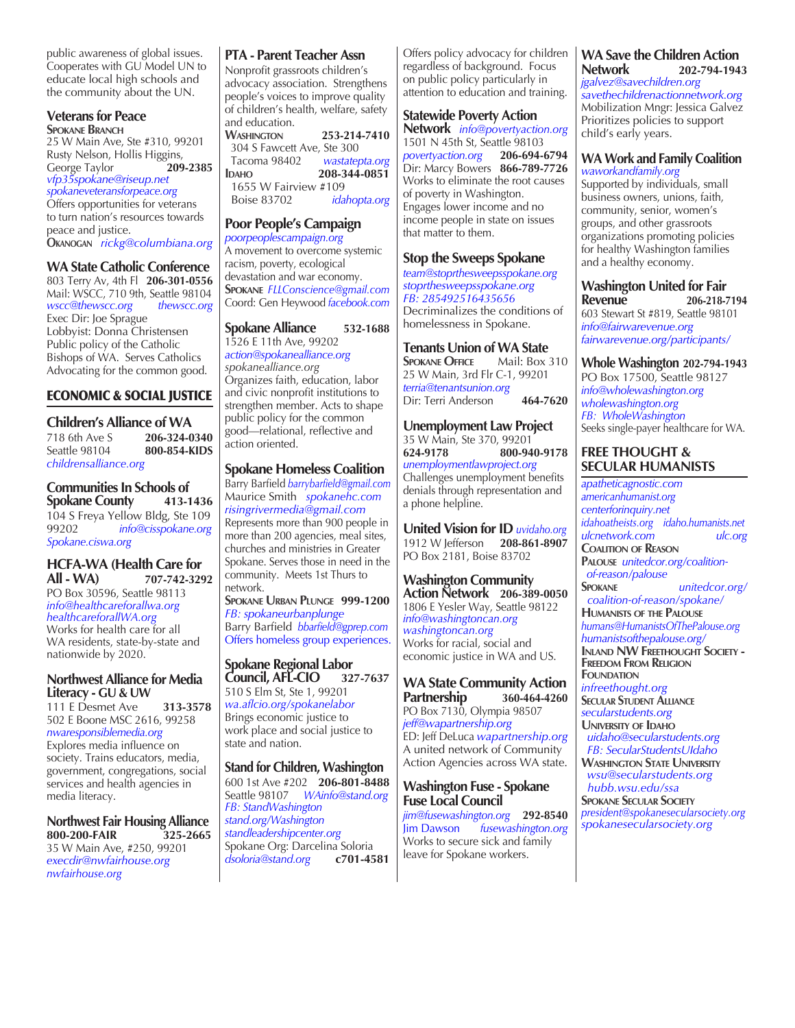public awareness of global issues. Cooperates with GU Model UN to educate local high schools and the community about the UN.

### Veterans for Peace

**Spokane Branch**
25 W Main Ave, Ste #310, 99201
Rusty Nelson, Hollis Higgins, George Taylor **209-2385**
*vfp35spokane@riseup.net*
*spokaneveteransforpeace.org*
Offers opportunities for veterans to turn nation's resources towards peace and justice.
**Okanogan** *rickg@columbiana.org*

### WA State Catholic Conference

803 Terry Av, 4th Fl **206-301-0556**
Mail: WSCC, 710 9th, Seattle 98104
*wscc@thewscc.org* *thewscc.org*
Exec Dir: Joe Sprague
Lobbyist: Donna Christensen
Public policy of the Catholic Bishops of WA. Serves Catholics Advocating for the common good.

## ECONOMIC & SOCIAL JUSTICE

### Children's Alliance of WA

718 6th Ave S **206-324-0340**
Seattle 98104 **800-854-KIDS**
*childrensalliance.org*

### Communities In Schools of Spokane County **413-1436**

104 S Freya Yellow Bldg, Ste 109
99202 *info@cisspokane.org*
*Spokane.ciswa.org*

### HCFA-WA (Health Care for All - WA) **707-742-3292**

PO Box 30596, Seattle 98113
*info@healthcareforallwa.org*
*healthcareforallWA.org*
Works for health care for all WA residents, state-by-state and nationwide by 2020.

### Northwest Alliance for Media Literacy - GU & UW

111 E Desmet Ave **313-3578**
502 E Boone MSC 2616, 99258
*nwaresponsiblemedia.org*
Explores media influence on society. Trains educators, media, government, congregations, social services and health agencies in media literacy.

### Northwest Fair Housing Alliance

**800-200-FAIR** **325-2665**
35 W Main Ave, #250, 99201
*execdir@nwfairhouse.org*
*nwfairhouse.org*

### PTA - Parent Teacher Assn

Nonprofit grassroots children's advocacy association. Strengthens people's voices to improve quality of children's health, welfare, safety and education.
**Washington** **253-214-7410**
304 S Fawcett Ave, Ste 300
Tacoma 98402 *wastatepta.org*
**Idaho** **208-344-0851**
1655 W Fairview #109
Boise 83702 *idahopta.org*

### Poor People's Campaign

*poorpeoplescampaign.org*
A movement to overcome systemic racism, poverty, ecological devastation and war economy.
**Spokane** *FLLConscience@gmail.com*
Coord: Gen Heywood *facebook.com*

### Spokane Alliance **532-1688**

1526 E 11th Ave, 99202
*action@spokanealliance.org*
*spokanealliance.org*
Organizes faith, education, labor and civic nonprofit institutions to strengthen member. Acts to shape public policy for the common good—relational, reflective and action oriented.

### Spokane Homeless Coalition

Barry Barfield *barrybarfield@gmail.com*
Maurice Smith *spokanehc.com*
*risingrivermedia@gmail.com*
Represents more than 900 people in more than 200 agencies, meal sites, churches and ministries in Greater Spokane. Serves those in need in the community. Meets 1st Thurs to network.
**Spokane Urban Plunge** **999-1200**
*FB: spokaneurbanplunge*
Barry Barfield *bbarfield@gprep.com*
Offers homeless group experiences.

### Spokane Regional Labor Council, AFL-CIO **327-7637**

510 S Elm St, Ste 1, 99201
*wa.aflcio.org/spokanelabor*
Brings economic justice to work place and social justice to state and nation.

### Stand for Children, Washington

600 1st Ave #202 **206-801-8488**
Seattle 98107 *WAinfo@stand.org*
*FB: StandWashington*
*stand.org/Washington*
*standleadershipcenter.org*
Spokane Org: Darcelina Soloria
*dsoloria@stand.org* **c701-4581**

Offers policy advocacy for children regardless of background. Focus on public policy particularly in attention to education and training.

### Statewide Poverty Action Network

*info@povertyaction.org*
1501 N 45th St, Seattle 98103
*povertyaction.org* **206-694-6794**
Dir: Marcy Bowers **866-789-7726**
Works to eliminate the root causes of poverty in Washington. Engages lower income and no income people in state on issues that matter to them.

### Stop the Sweeps Spokane

*team@stopthesweepsspokane.org*
*stopthesweepsspokane.org*
*FB: 285492516435656*
Decriminalizes the conditions of homelessness in Spokane.

### Tenants Union of WA State

**Spokane Office** Mail: Box 310
25 W Main, 3rd Flr C-1, 99201
*terria@tenantsunion.org*
Dir: Terri Anderson **464-7620**

### Unemployment Law Project

35 W Main, Ste 370, 99201
**624-9178** **800-940-9178**
*unemploymentlawproject.org*
Challenges unemployment benefits denials through representation and a phone helpline.

### United Vision for ID *uvidaho.org*

1912 W Jefferson **208-861-8907**
PO Box 2181, Boise 83702

### Washington Community Action Network **206-389-0050**

1806 E Yesler Way, Seattle 98122
*info@washingtoncan.org*
*washingtoncan.org*
Works for racial, social and economic justice in WA and US.

### WA State Community Action Partnership **360-464-4260**

PO Box 7130, Olympia 98507
*jeff@wapartnership.org*
ED: Jeff DeLuca *wapartnership.org*
A united network of Community Action Agencies across WA state.

### Washington Fuse - Spokane Fuse Local Council

*jim@fusewashington.org* **292-8540**
Jim Dawson *fusewashington.org*
Works to secure sick and family leave for Spokane workers.

### WA Save the Children Action Network **202-794-1943**

*jgalvez@savechildren.org*
*savethechildrenactionnetwork.org*
Mobilization Mngr: Jessica Galvez
Prioritizes policies to support child's early years.

### WA Work and Family Coalition

*waworkandfamily.org*
Supported by individuals, small business owners, unions, faith, community, senior, women's groups, and other grassroots organizations promoting policies for healthy Washington families and a healthy economy.

### Washington United for Fair Revenue **206-218-7194**

603 Stewart St #819, Seattle 98101
*info@fairwarevenue.org*
*fairwarevenue.org/participants/*

### Whole Washington **202-794-1943**

PO Box 17500, Seattle 98127
*info@wholewashington.org*
*wholewashington.org*
*FB: WholeWashington*
Seeks single-payer healthcare for WA.

## FREE THOUGHT & SECULAR HUMANISTS

*apatheticagnostic.com*
*americanhumanist.org*
*centerforinquiry.net*
*idahoatheists.org* *idaho.humanists.net*
*ulcnetwork.com* *ulc.org*
**Coalition of Reason**
**Palouse** *unitedcor.org/coalition-of-reason/palouse*
**Spokane** *unitedcor.org/coalition-of-reason/spokane/*
**Humanists of the Palouse**
*humans@HumanistsOfThePalouse.org*
*humanistsofthepalouse.org/*
**Inland NW Freethought Society - Freedom From Religion Foundation**
*infreethought.org*
**Secular Student Alliance**
*secularstudents.org*
**University of Idaho**
*uidaho@secularstudents.org*
*FB: SecularStudentsUIdaho*
**Washington State University**
*wsu@secularstudents.org*
*hubb.wsu.edu/ssa*
**Spokane Secular Society**
*president@spokanesecularsociety.org*
*spokanesecularsociety.org*